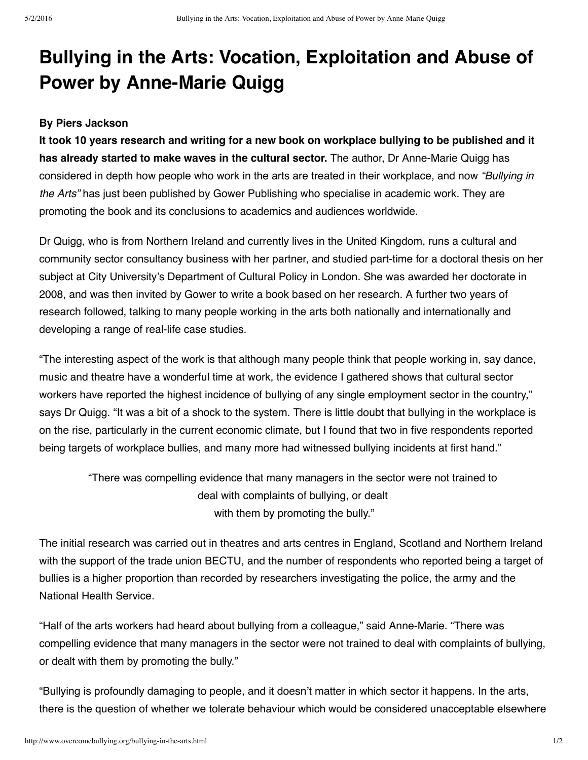# Bullying in the Arts: Vocation, Exploitation and Abuse of Power by Anne-Marie Quigg

**By Piers Jackson**

**It took 10 years research and writing for a new book on workplace bullying to be published and it has already started to make waves in the cultural sector.** The author, Dr Anne-Marie Quigg has considered in depth how people who work in the arts are treated in their workplace, and now *"Bullying in the Arts"* has just been published by Gower Publishing who specialise in academic work. They are promoting the book and its conclusions to academics and audiences worldwide.

Dr Quigg, who is from Northern Ireland and currently lives in the United Kingdom, runs a cultural and community sector consultancy business with her partner, and studied part-time for a doctoral thesis on her subject at City University's Department of Cultural Policy in London. She was awarded her doctorate in 2008, and was then invited by Gower to write a book based on her research. A further two years of research followed, talking to many people working in the arts both nationally and internationally and developing a range of real-life case studies.

"The interesting aspect of the work is that although many people think that people working in, say dance, music and theatre have a wonderful time at work, the evidence I gathered shows that cultural sector workers have reported the highest incidence of bullying of any single employment sector in the country," says Dr Quigg. "It was a bit of a shock to the system. There is little doubt that bullying in the workplace is on the rise, particularly in the current economic climate, but I found that two in five respondents reported being targets of workplace bullies, and many more had witnessed bullying incidents at first hand."

> "There was compelling evidence that many managers in the sector were not trained to deal with complaints of bullying, or dealt with them by promoting the bully."

The initial research was carried out in theatres and arts centres in England, Scotland and Northern Ireland with the support of the trade union BECTU, and the number of respondents who reported being a target of bullies is a higher proportion than recorded by researchers investigating the police, the army and the National Health Service.

"Half of the arts workers had heard about bullying from a colleague," said Anne-Marie. "There was compelling evidence that many managers in the sector were not trained to deal with complaints of bullying, or dealt with them by promoting the bully."

"Bullying is profoundly damaging to people, and it doesn't matter in which sector it happens. In the arts, there is the question of whether we tolerate behaviour which would be considered unacceptable elsewhere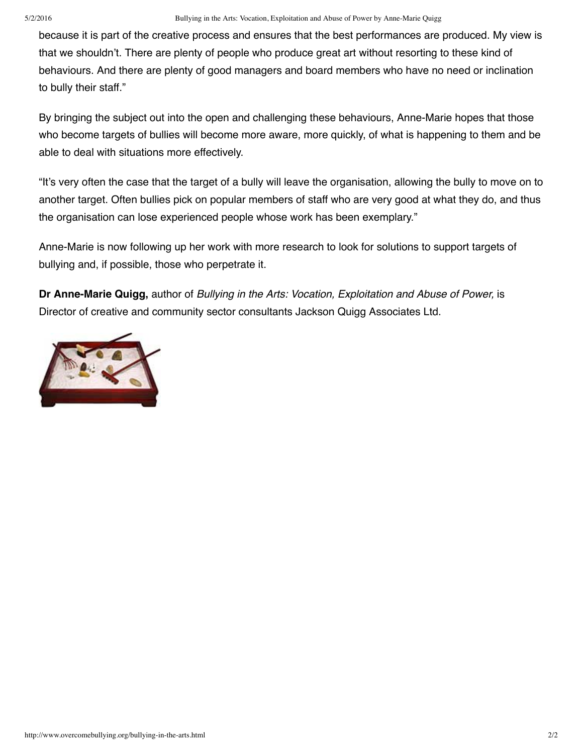because it is part of the creative process and ensures that the best performances are produced. My view is that we shouldn't. There are plenty of people who produce great art without resorting to these kind of behaviours. And there are plenty of good managers and board members who have no need or inclination to bully their staff."

By bringing the subject out into the open and challenging these behaviours, Anne-Marie hopes that those who become targets of bullies will become more aware, more quickly, of what is happening to them and be able to deal with situations more effectively.

"It's very often the case that the target of a bully will leave the organisation, allowing the bully to move on to another target. Often bullies pick on popular members of staff who are very good at what they do, and thus the organisation can lose experienced people whose work has been exemplary."

Anne-Marie is now following up her work with more research to look for solutions to support targets of bullying and, if possible, those who perpetrate it.

**Dr Anne-Marie Quigg,** author of *Bullying in the Arts: Vocation, Exploitation and Abuse of Power,* is Director of creative and community sector consultants Jackson Quigg Associates Ltd.